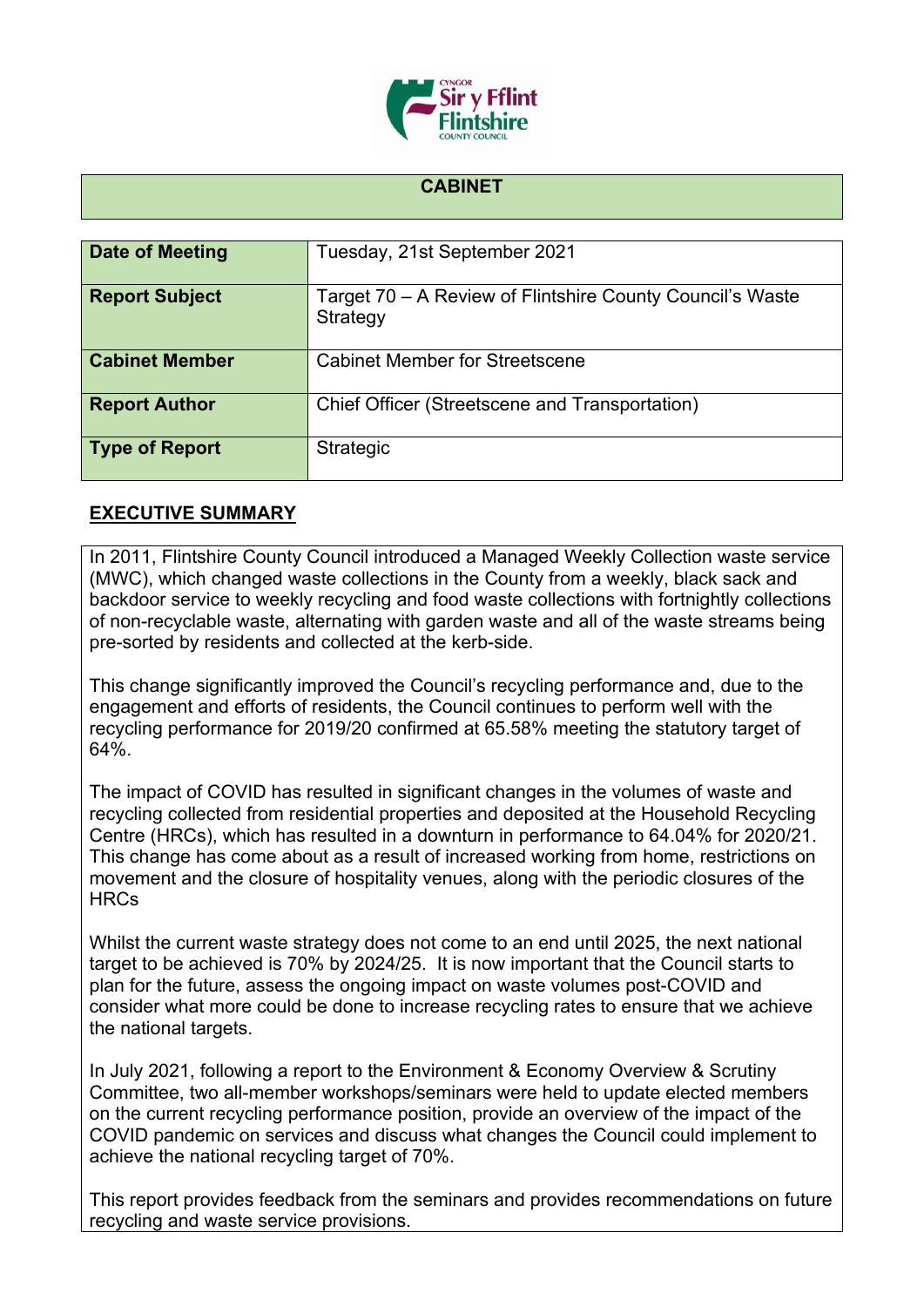## CABINET

| Date of Meeting | Tuesday, 21st September 2021 |
| --- | --- |
| **Report Subject** | Target 70 – A Review of Flintshire County Council's Waste Strategy |
| **Cabinet Member** | Cabinet Member for Streetscene |
| **Report Author** | Chief Officer (Streetscene and Transportation) |
| **Type of Report** | Strategic |

## EXECUTIVE SUMMARY

In 2011, Flintshire County Council introduced a Managed Weekly Collection waste service (MWC), which changed waste collections in the County from a weekly, black sack and backdoor service to weekly recycling and food waste collections with fortnightly collections of non-recyclable waste, alternating with garden waste and all of the waste streams being pre-sorted by residents and collected at the kerb-side.

This change significantly improved the Council's recycling performance and, due to the engagement and efforts of residents, the Council continues to perform well with the recycling performance for 2019/20 confirmed at 65.58% meeting the statutory target of 64%.

The impact of COVID has resulted in significant changes in the volumes of waste and recycling collected from residential properties and deposited at the Household Recycling Centre (HRCs), which has resulted in a downturn in performance to 64.04% for 2020/21. This change has come about as a result of increased working from home, restrictions on movement and the closure of hospitality venues, along with the periodic closures of the HRCs

Whilst the current waste strategy does not come to an end until 2025, the next national target to be achieved is 70% by 2024/25. It is now important that the Council starts to plan for the future, assess the ongoing impact on waste volumes post-COVID and consider what more could be done to increase recycling rates to ensure that we achieve the national targets.

In July 2021, following a report to the Environment & Economy Overview & Scrutiny Committee, two all-member workshops/seminars were held to update elected members on the current recycling performance position, provide an overview of the impact of the COVID pandemic on services and discuss what changes the Council could implement to achieve the national recycling target of 70%.

This report provides feedback from the seminars and provides recommendations on future recycling and waste service provisions.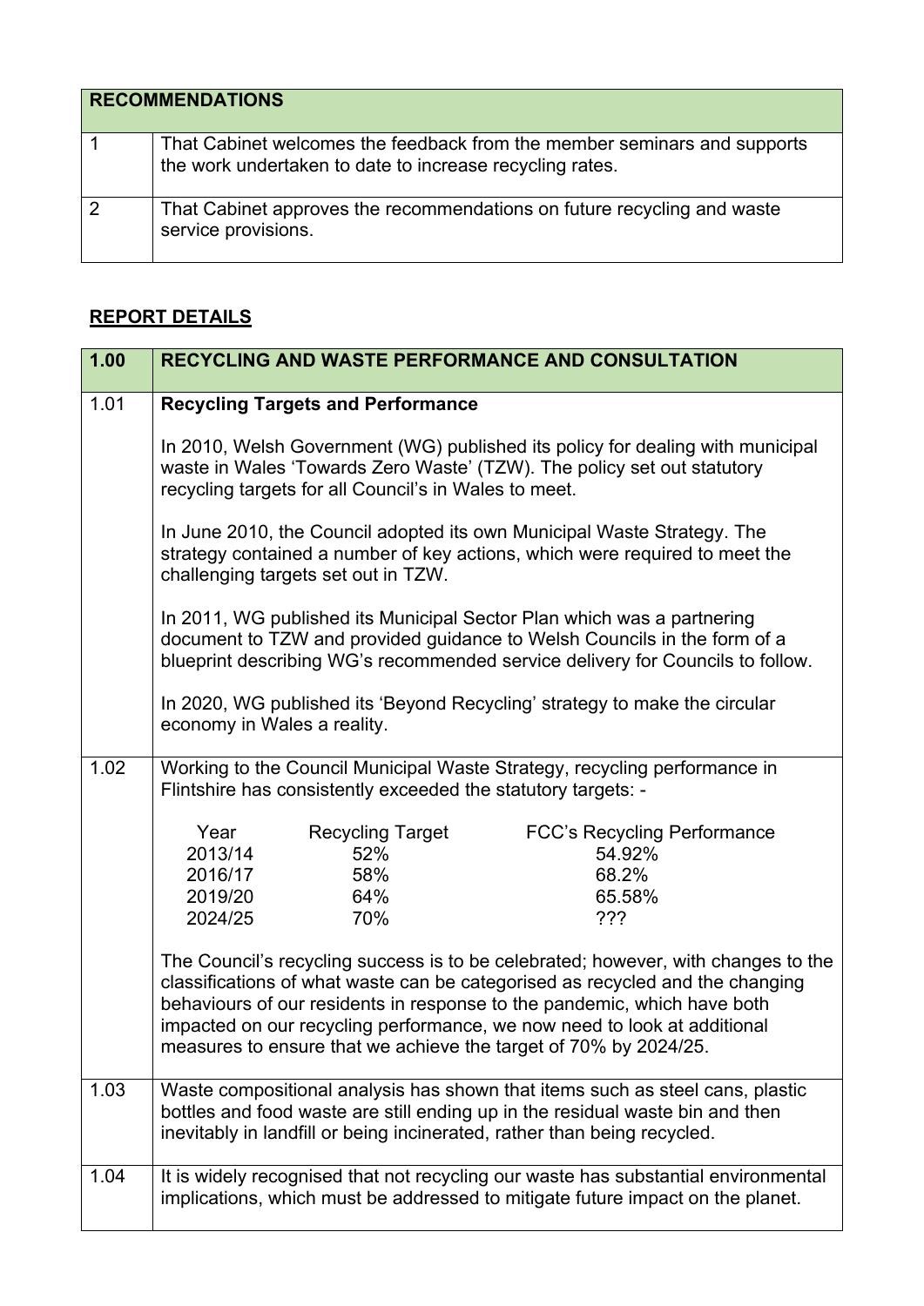| RECOMMENDATIONS | |
|---|---|
| 1 | That Cabinet welcomes the feedback from the member seminars and supports the work undertaken to date to increase recycling rates. |
| 2 | That Cabinet approves the recommendations on future recycling and waste service provisions. |

## REPORT DETAILS

| 1.00 | RECYCLING AND WASTE PERFORMANCE AND CONSULTATION |
|---|---|
| 1.01 | **Recycling Targets and Performance**<br><br>In 2010, Welsh Government (WG) published its policy for dealing with municipal waste in Wales 'Towards Zero Waste' (TZW). The policy set out statutory recycling targets for all Council's in Wales to meet.<br><br>In June 2010, the Council adopted its own Municipal Waste Strategy. The strategy contained a number of key actions, which were required to meet the challenging targets set out in TZW.<br><br>In 2011, WG published its Municipal Sector Plan which was a partnering document to TZW and provided guidance to Welsh Councils in the form of a blueprint describing WG's recommended service delivery for Councils to follow.<br><br>In 2020, WG published its 'Beyond Recycling' strategy to make the circular economy in Wales a reality. |
| 1.02 | Working to the Council Municipal Waste Strategy, recycling performance in Flintshire has consistently exceeded the statutory targets: -<br><br>Year / Recycling Target / FCC's Recycling Performance<br>2013/14 / 52% / 54.92%<br>2016/17 / 58% / 68.2%<br>2019/20 / 64% / 65.58%<br>2024/25 / 70% / ???<br><br>The Council's recycling success is to be celebrated; however, with changes to the classifications of what waste can be categorised as recycled and the changing behaviours of our residents in response to the pandemic, which have both impacted on our recycling performance, we now need to look at additional measures to ensure that we achieve the target of 70% by 2024/25. |
| 1.03 | Waste compositional analysis has shown that items such as steel cans, plastic bottles and food waste are still ending up in the residual waste bin and then inevitably in landfill or being incinerated, rather than being recycled. |
| 1.04 | It is widely recognised that not recycling our waste has substantial environmental implications, which must be addressed to mitigate future impact on the planet. |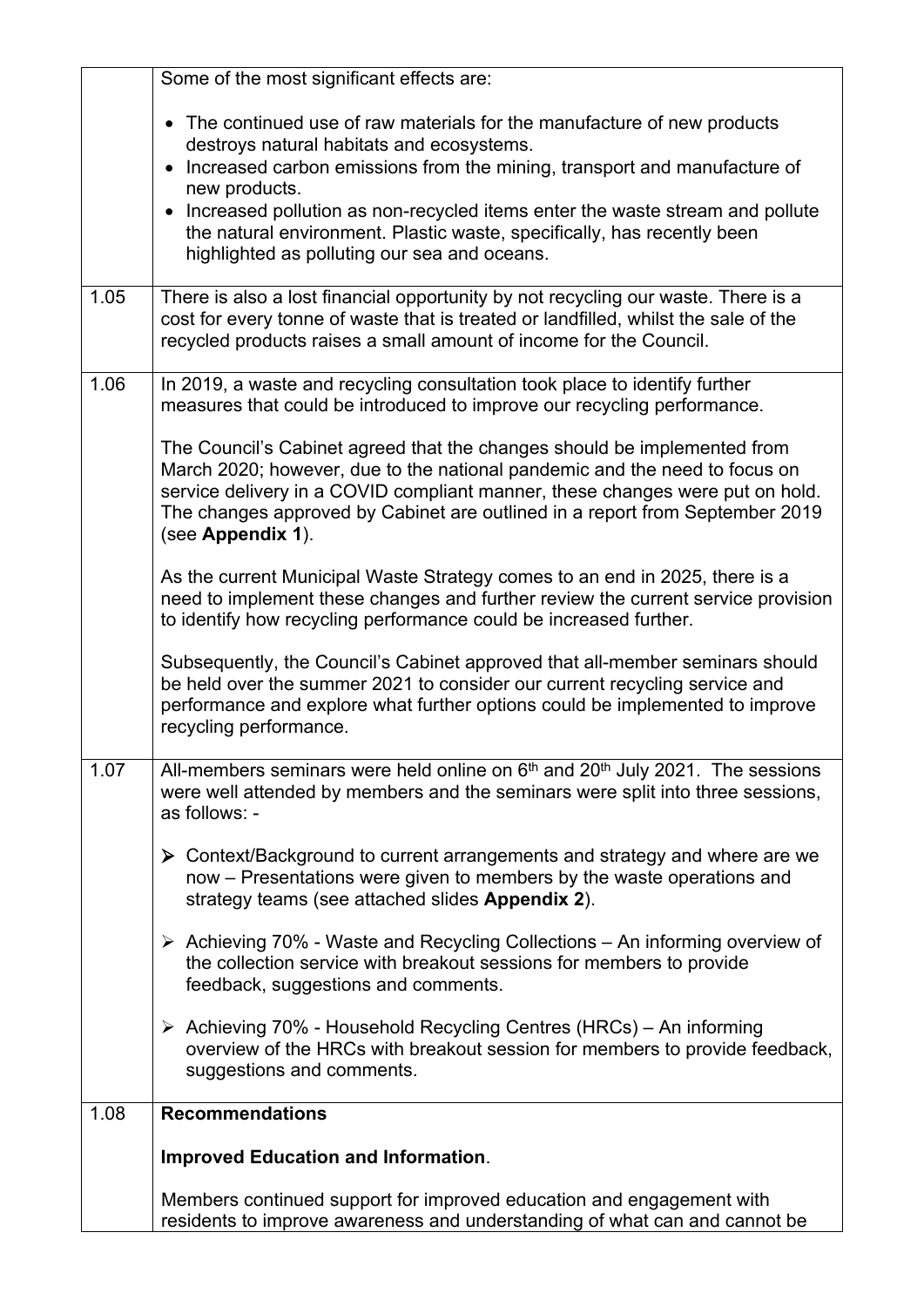| | |
|---|---|
| | Some of the most significant effects are:<br><br>• The continued use of raw materials for the manufacture of new products destroys natural habitats and ecosystems.<br>• Increased carbon emissions from the mining, transport and manufacture of new products.<br>• Increased pollution as non-recycled items enter the waste stream and pollute the natural environment. Plastic waste, specifically, has recently been highlighted as polluting our sea and oceans. |
| 1.05 | There is also a lost financial opportunity by not recycling our waste. There is a cost for every tonne of waste that is treated or landfilled, whilst the sale of the recycled products raises a small amount of income for the Council. |
| 1.06 | In 2019, a waste and recycling consultation took place to identify further measures that could be introduced to improve our recycling performance.<br><br>The Council's Cabinet agreed that the changes should be implemented from March 2020; however, due to the national pandemic and the need to focus on service delivery in a COVID compliant manner, these changes were put on hold. The changes approved by Cabinet are outlined in a report from September 2019 (see **Appendix 1**).<br><br>As the current Municipal Waste Strategy comes to an end in 2025, there is a need to implement these changes and further review the current service provision to identify how recycling performance could be increased further.<br><br>Subsequently, the Council's Cabinet approved that all-member seminars should be held over the summer 2021 to consider our current recycling service and performance and explore what further options could be implemented to improve recycling performance. |
| 1.07 | All-members seminars were held online on 6th and 20th July 2021. The sessions were well attended by members and the seminars were split into three sessions, as follows: -<br><br>➢ Context/Background to current arrangements and strategy and where are we now – Presentations were given to members by the waste operations and strategy teams (see attached slides **Appendix 2**).<br><br>➢ Achieving 70% - Waste and Recycling Collections – An informing overview of the collection service with breakout sessions for members to provide feedback, suggestions and comments.<br><br>➢ Achieving 70% - Household Recycling Centres (HRCs) – An informing overview of the HRCs with breakout session for members to provide feedback, suggestions and comments. |
| 1.08 | **Recommendations**<br><br>**Improved Education and Information**.<br><br>Members continued support for improved education and engagement with residents to improve awareness and understanding of what can and cannot be |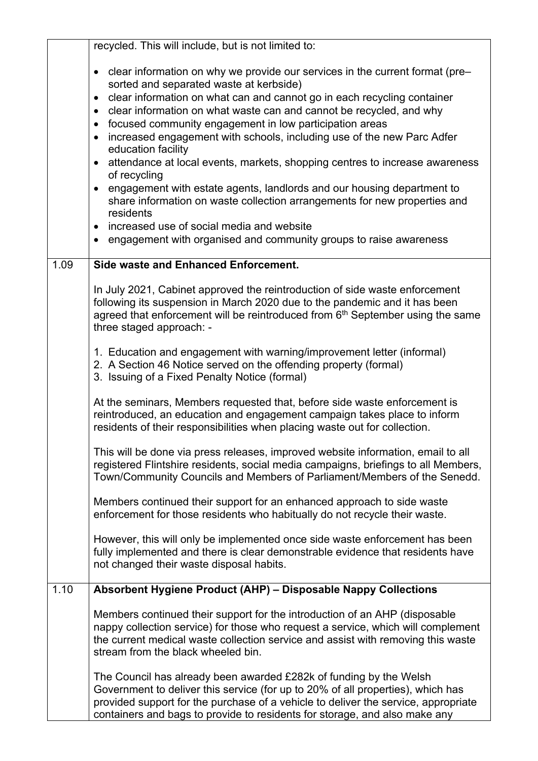| | |
|---|---|
| | recycled. This will include, but is not limited to:<br><br>• clear information on why we provide our services in the current format (pre–sorted and separated waste at kerbside)<br>• clear information on what can and cannot go in each recycling container<br>• clear information on what waste can and cannot be recycled, and why<br>• focused community engagement in low participation areas<br>• increased engagement with schools, including use of the new Parc Adfer education facility<br>• attendance at local events, markets, shopping centres to increase awareness of recycling<br>• engagement with estate agents, landlords and our housing department to share information on waste collection arrangements for new properties and residents<br>• increased use of social media and website<br>• engagement with organised and community groups to raise awareness |
| 1.09 | **Side waste and Enhanced Enforcement.**<br><br>In July 2021, Cabinet approved the reintroduction of side waste enforcement following its suspension in March 2020 due to the pandemic and it has been agreed that enforcement will be reintroduced from 6th September using the same three staged approach: -<br><br>1. Education and engagement with warning/improvement letter (informal)<br>2. A Section 46 Notice served on the offending property (formal)<br>3. Issuing of a Fixed Penalty Notice (formal)<br><br>At the seminars, Members requested that, before side waste enforcement is reintroduced, an education and engagement campaign takes place to inform residents of their responsibilities when placing waste out for collection.<br><br>This will be done via press releases, improved website information, email to all registered Flintshire residents, social media campaigns, briefings to all Members, Town/Community Councils and Members of Parliament/Members of the Senedd.<br><br>Members continued their support for an enhanced approach to side waste enforcement for those residents who habitually do not recycle their waste.<br><br>However, this will only be implemented once side waste enforcement has been fully implemented and there is clear demonstrable evidence that residents have not changed their waste disposal habits. |
| 1.10 | **Absorbent Hygiene Product (AHP) – Disposable Nappy Collections**<br><br>Members continued their support for the introduction of an AHP (disposable nappy collection service) for those who request a service, which will complement the current medical waste collection service and assist with removing this waste stream from the black wheeled bin.<br><br>The Council has already been awarded £282k of funding by the Welsh Government to deliver this service (for up to 20% of all properties), which has provided support for the purchase of a vehicle to deliver the service, appropriate containers and bags to provide to residents for storage, and also make any |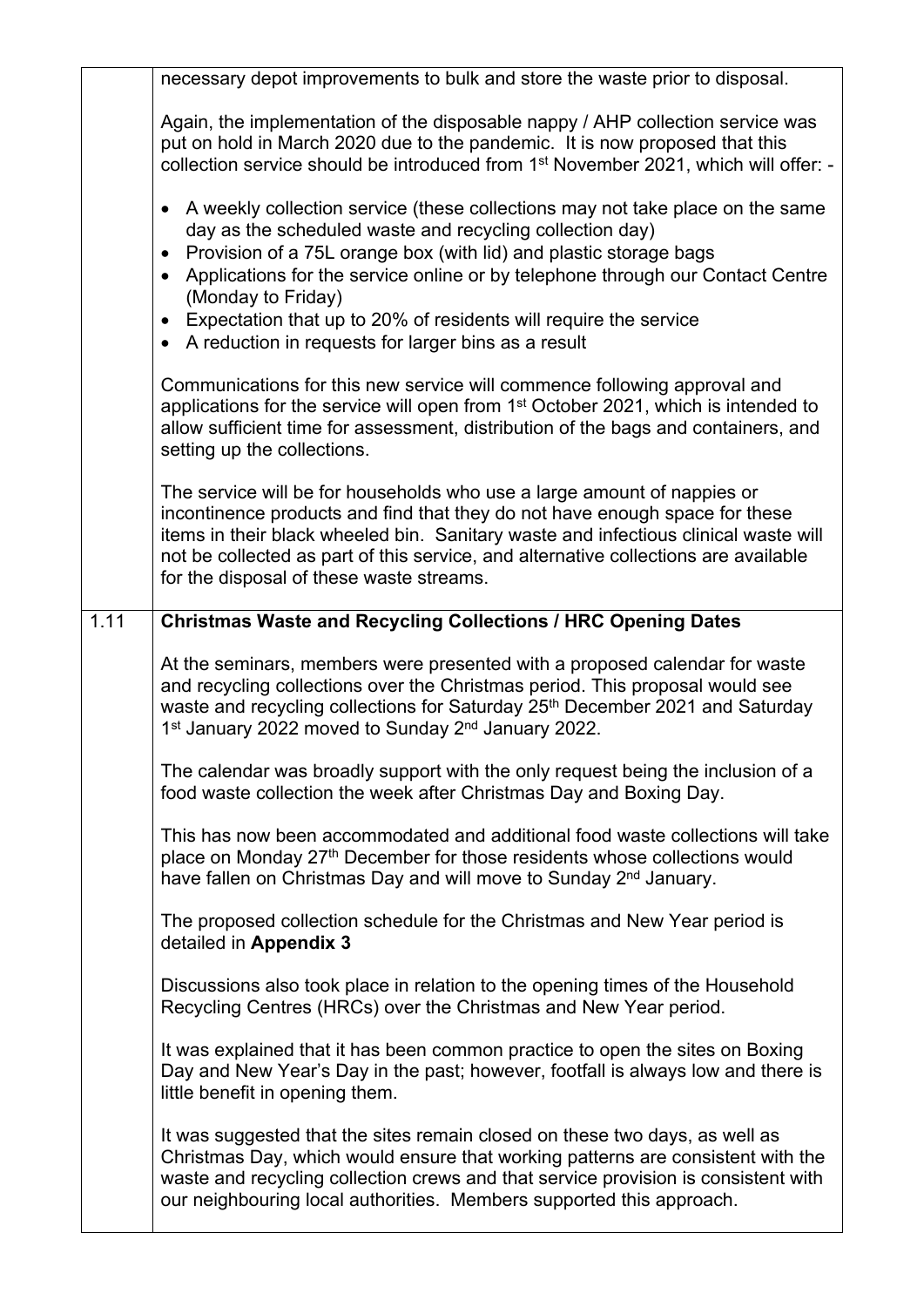| | |
|---|---|
| | necessary depot improvements to bulk and store the waste prior to disposal.<br><br>Again, the implementation of the disposable nappy / AHP collection service was put on hold in March 2020 due to the pandemic. It is now proposed that this collection service should be introduced from 1st November 2021, which will offer: -<br><br>• A weekly collection service (these collections may not take place on the same day as the scheduled waste and recycling collection day)<br>• Provision of a 75L orange box (with lid) and plastic storage bags<br>• Applications for the service online or by telephone through our Contact Centre (Monday to Friday)<br>• Expectation that up to 20% of residents will require the service<br>• A reduction in requests for larger bins as a result<br><br>Communications for this new service will commence following approval and applications for the service will open from 1st October 2021, which is intended to allow sufficient time for assessment, distribution of the bags and containers, and setting up the collections.<br><br>The service will be for households who use a large amount of nappies or incontinence products and find that they do not have enough space for these items in their black wheeled bin. Sanitary waste and infectious clinical waste will not be collected as part of this service, and alternative collections are available for the disposal of these waste streams. |
| 1.11 | **Christmas Waste and Recycling Collections / HRC Opening Dates**<br><br>At the seminars, members were presented with a proposed calendar for waste and recycling collections over the Christmas period. This proposal would see waste and recycling collections for Saturday 25th December 2021 and Saturday 1st January 2022 moved to Sunday 2nd January 2022.<br><br>The calendar was broadly support with the only request being the inclusion of a food waste collection the week after Christmas Day and Boxing Day.<br><br>This has now been accommodated and additional food waste collections will take place on Monday 27th December for those residents whose collections would have fallen on Christmas Day and will move to Sunday 2nd January.<br><br>The proposed collection schedule for the Christmas and New Year period is detailed in **Appendix 3**<br><br>Discussions also took place in relation to the opening times of the Household Recycling Centres (HRCs) over the Christmas and New Year period.<br><br>It was explained that it has been common practice to open the sites on Boxing Day and New Year's Day in the past; however, footfall is always low and there is little benefit in opening them.<br><br>It was suggested that the sites remain closed on these two days, as well as Christmas Day, which would ensure that working patterns are consistent with the waste and recycling collection crews and that service provision is consistent with our neighbouring local authorities. Members supported this approach. |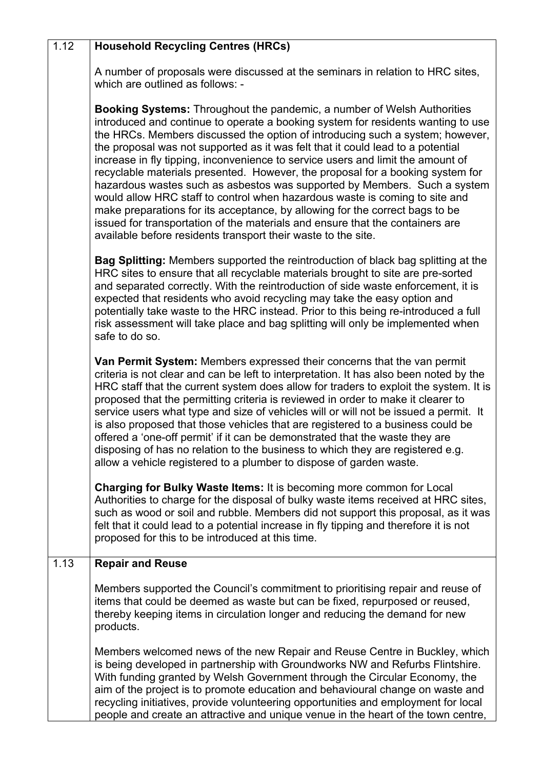| | |
|---|---|
| 1.12 | **Household Recycling Centres (HRCs)**<br><br>A number of proposals were discussed at the seminars in relation to HRC sites, which are outlined as follows: -<br><br>**Booking Systems:** Throughout the pandemic, a number of Welsh Authorities introduced and continue to operate a booking system for residents wanting to use the HRCs. Members discussed the option of introducing such a system; however, the proposal was not supported as it was felt that it could lead to a potential increase in fly tipping, inconvenience to service users and limit the amount of recyclable materials presented. However, the proposal for a booking system for hazardous wastes such as asbestos was supported by Members. Such a system would allow HRC staff to control when hazardous waste is coming to site and make preparations for its acceptance, by allowing for the correct bags to be issued for transportation of the materials and ensure that the containers are available before residents transport their waste to the site.<br><br>**Bag Splitting:** Members supported the reintroduction of black bag splitting at the HRC sites to ensure that all recyclable materials brought to site are pre-sorted and separated correctly. With the reintroduction of side waste enforcement, it is expected that residents who avoid recycling may take the easy option and potentially take waste to the HRC instead. Prior to this being re-introduced a full risk assessment will take place and bag splitting will only be implemented when safe to do so.<br><br>**Van Permit System:** Members expressed their concerns that the van permit criteria is not clear and can be left to interpretation. It has also been noted by the HRC staff that the current system does allow for traders to exploit the system. It is proposed that the permitting criteria is reviewed in order to make it clearer to service users what type and size of vehicles will or will not be issued a permit. It is also proposed that those vehicles that are registered to a business could be offered a 'one-off permit' if it can be demonstrated that the waste they are disposing of has no relation to the business to which they are registered e.g. allow a vehicle registered to a plumber to dispose of garden waste.<br><br>**Charging for Bulky Waste Items:** It is becoming more common for Local Authorities to charge for the disposal of bulky waste items received at HRC sites, such as wood or soil and rubble. Members did not support this proposal, as it was felt that it could lead to a potential increase in fly tipping and therefore it is not proposed for this to be introduced at this time. |
| 1.13 | **Repair and Reuse**<br><br>Members supported the Council's commitment to prioritising repair and reuse of items that could be deemed as waste but can be fixed, repurposed or reused, thereby keeping items in circulation longer and reducing the demand for new products.<br><br>Members welcomed news of the new Repair and Reuse Centre in Buckley, which is being developed in partnership with Groundworks NW and Refurbs Flintshire. With funding granted by Welsh Government through the Circular Economy, the aim of the project is to promote education and behavioural change on waste and recycling initiatives, provide volunteering opportunities and employment for local people and create an attractive and unique venue in the heart of the town centre, |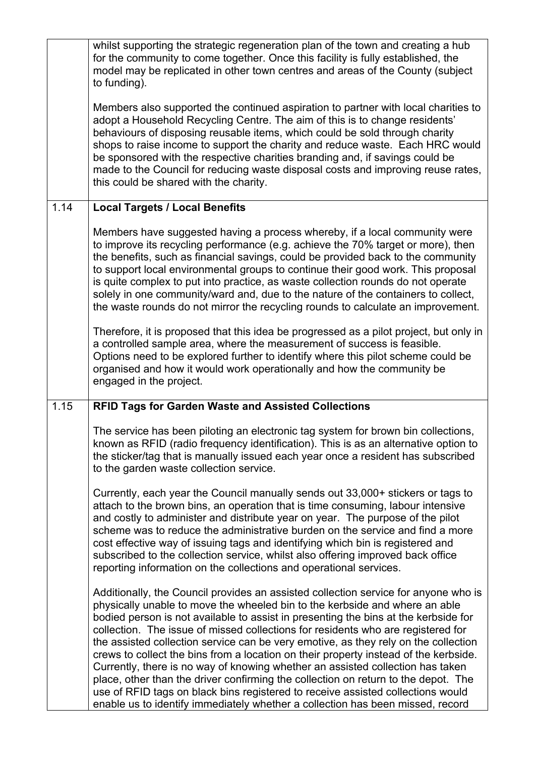| | |
|---|---|
| | whilst supporting the strategic regeneration plan of the town and creating a hub for the community to come together. Once this facility is fully established, the model may be replicated in other town centres and areas of the County (subject to funding).<br><br>Members also supported the continued aspiration to partner with local charities to adopt a Household Recycling Centre. The aim of this is to change residents' behaviours of disposing reusable items, which could be sold through charity shops to raise income to support the charity and reduce waste. Each HRC would be sponsored with the respective charities branding and, if savings could be made to the Council for reducing waste disposal costs and improving reuse rates, this could be shared with the charity. |
| 1.14 | **Local Targets / Local Benefits**<br><br>Members have suggested having a process whereby, if a local community were to improve its recycling performance (e.g. achieve the 70% target or more), then the benefits, such as financial savings, could be provided back to the community to support local environmental groups to continue their good work. This proposal is quite complex to put into practice, as waste collection rounds do not operate solely in one community/ward and, due to the nature of the containers to collect, the waste rounds do not mirror the recycling rounds to calculate an improvement.<br><br>Therefore, it is proposed that this idea be progressed as a pilot project, but only in a controlled sample area, where the measurement of success is feasible. Options need to be explored further to identify where this pilot scheme could be organised and how it would work operationally and how the community be engaged in the project. |
| 1.15 | **RFID Tags for Garden Waste and Assisted Collections**<br><br>The service has been piloting an electronic tag system for brown bin collections, known as RFID (radio frequency identification). This is as an alternative option to the sticker/tag that is manually issued each year once a resident has subscribed to the garden waste collection service.<br><br>Currently, each year the Council manually sends out 33,000+ stickers or tags to attach to the brown bins, an operation that is time consuming, labour intensive and costly to administer and distribute year on year. The purpose of the pilot scheme was to reduce the administrative burden on the service and find a more cost effective way of issuing tags and identifying which bin is registered and subscribed to the collection service, whilst also offering improved back office reporting information on the collections and operational services.<br><br>Additionally, the Council provides an assisted collection service for anyone who is physically unable to move the wheeled bin to the kerbside and where an able bodied person is not available to assist in presenting the bins at the kerbside for collection. The issue of missed collections for residents who are registered for the assisted collection service can be very emotive, as they rely on the collection crews to collect the bins from a location on their property instead of the kerbside. Currently, there is no way of knowing whether an assisted collection has taken place, other than the driver confirming the collection on return to the depot. The use of RFID tags on black bins registered to receive assisted collections would enable us to identify immediately whether a collection has been missed, record |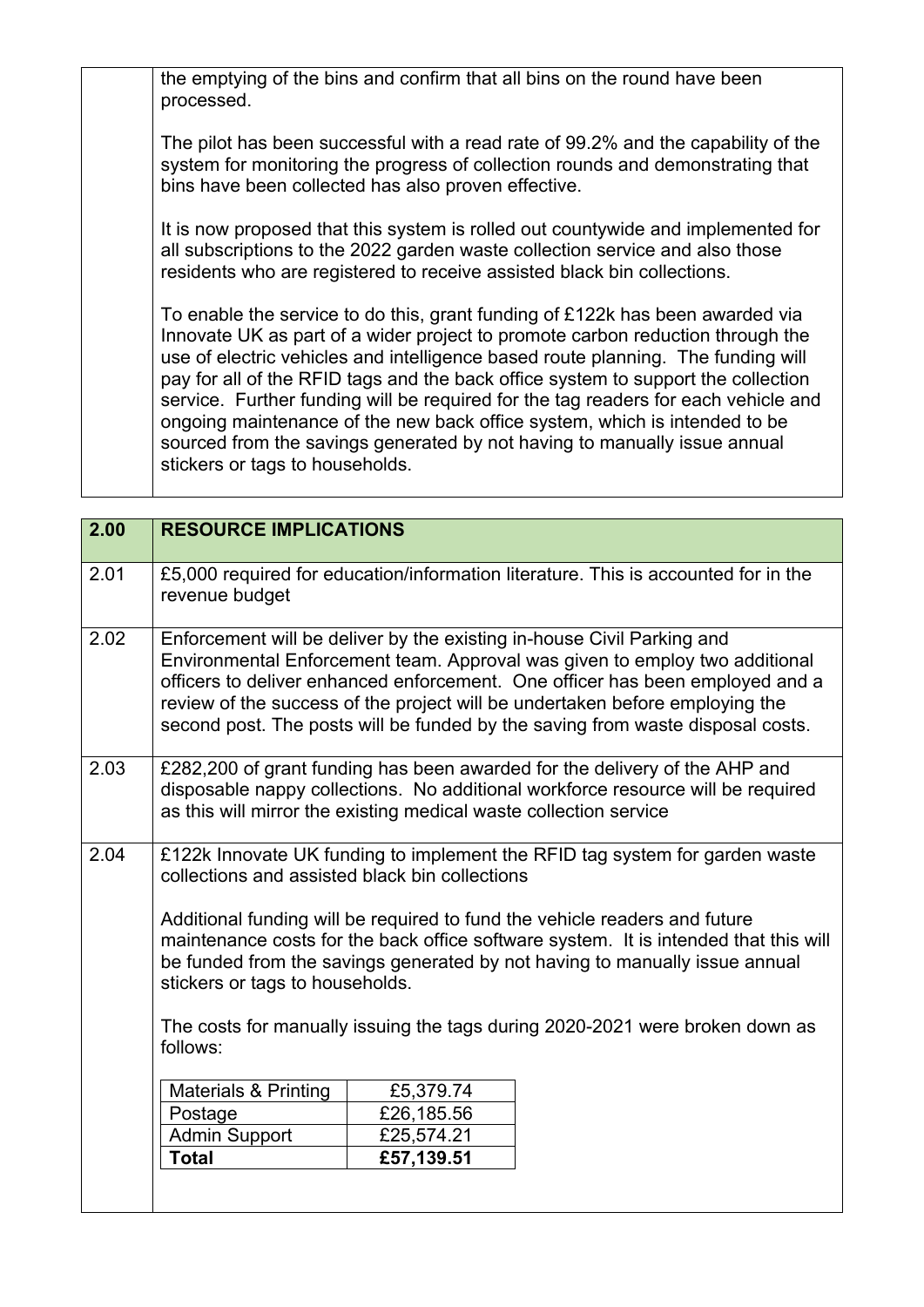| | |
|---|---|
| | the emptying of the bins and confirm that all bins on the round have been processed.<br><br>The pilot has been successful with a read rate of 99.2% and the capability of the system for monitoring the progress of collection rounds and demonstrating that bins have been collected has also proven effective.<br><br>It is now proposed that this system is rolled out countywide and implemented for all subscriptions to the 2022 garden waste collection service and also those residents who are registered to receive assisted black bin collections.<br><br>To enable the service to do this, grant funding of £122k has been awarded via Innovate UK as part of a wider project to promote carbon reduction through the use of electric vehicles and intelligence based route planning. The funding will pay for all of the RFID tags and the back office system to support the collection service. Further funding will be required for the tag readers for each vehicle and ongoing maintenance of the new back office system, which is intended to be sourced from the savings generated by not having to manually issue annual stickers or tags to households. |

| 2.00 | RESOURCE IMPLICATIONS |
|---|---|
| 2.01 | £5,000 required for education/information literature. This is accounted for in the revenue budget |
| 2.02 | Enforcement will be deliver by the existing in-house Civil Parking and Environmental Enforcement team. Approval was given to employ two additional officers to deliver enhanced enforcement. One officer has been employed and a review of the success of the project will be undertaken before employing the second post. The posts will be funded by the saving from waste disposal costs. |
| 2.03 | £282,200 of grant funding has been awarded for the delivery of the AHP and disposable nappy collections. No additional workforce resource will be required as this will mirror the existing medical waste collection service |
| 2.04 | £122k Innovate UK funding to implement the RFID tag system for garden waste collections and assisted black bin collections<br><br>Additional funding will be required to fund the vehicle readers and future maintenance costs for the back office software system. It is intended that this will be funded from the savings generated by not having to manually issue annual stickers or tags to households.<br><br>The costs for manually issuing the tags during 2020-2021 were broken down as follows: |

| Materials & Printing | £5,379.74 |
|---|---|
| Postage | £26,185.56 |
| Admin Support | £25,574.21 |
| **Total** | **£57,139.51** |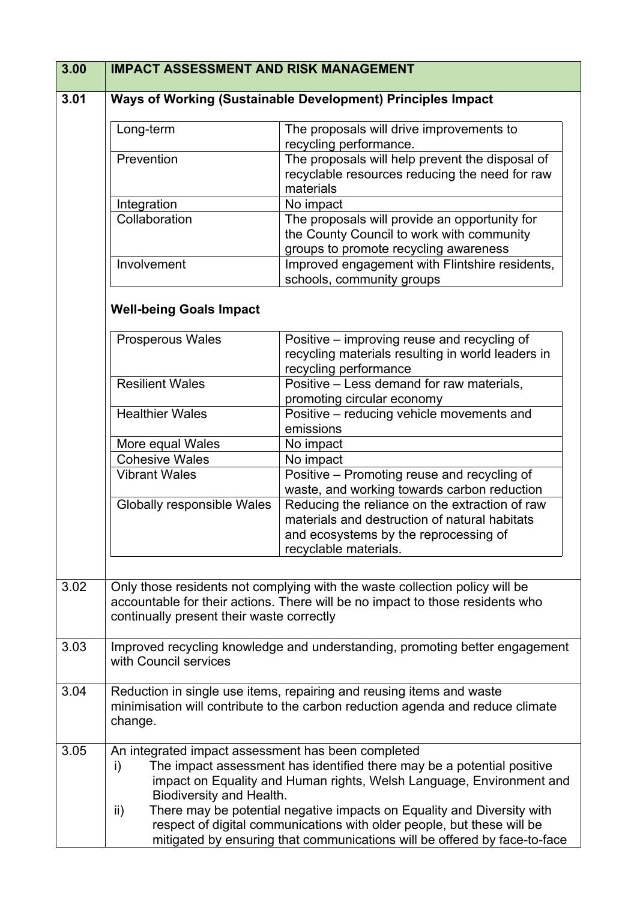| 3.00 | IMPACT ASSESSMENT AND RISK MANAGEMENT |
|---|---|

**3.01 Ways of Working (Sustainable Development) Principles Impact**

| Long-term | The proposals will drive improvements to recycling performance. |
|---|---|
| Prevention | The proposals will help prevent the disposal of recyclable resources reducing the need for raw materials |
| Integration | No impact |
| Collaboration | The proposals will provide an opportunity for the County Council to work with community groups to promote recycling awareness |
| Involvement | Improved engagement with Flintshire residents, schools, community groups |

**Well-being Goals Impact**

| Prosperous Wales | Positive – improving reuse and recycling of recycling materials resulting in world leaders in recycling performance |
|---|---|
| Resilient Wales | Positive – Less demand for raw materials, promoting circular economy |
| Healthier Wales | Positive – reducing vehicle movements and emissions |
| More equal Wales | No impact |
| Cohesive Wales | No impact |
| Vibrant Wales | Positive – Promoting reuse and recycling of waste, and working towards carbon reduction |
| Globally responsible Wales | Reducing the reliance on the extraction of raw materials and destruction of natural habitats and ecosystems by the reprocessing of recyclable materials. |

3.02 Only those residents not complying with the waste collection policy will be accountable for their actions. There will be no impact to those residents who continually present their waste correctly

3.03 Improved recycling knowledge and understanding, promoting better engagement with Council services

3.04 Reduction in single use items, repairing and reusing items and waste minimisation will contribute to the carbon reduction agenda and reduce climate change.

3.05 An integrated impact assessment has been completed

i) The impact assessment has identified there may be a potential positive impact on Equality and Human rights, Welsh Language, Environment and Biodiversity and Health.

ii) There may be potential negative impacts on Equality and Diversity with respect of digital communications with older people, but these will be mitigated by ensuring that communications will be offered by face-to-face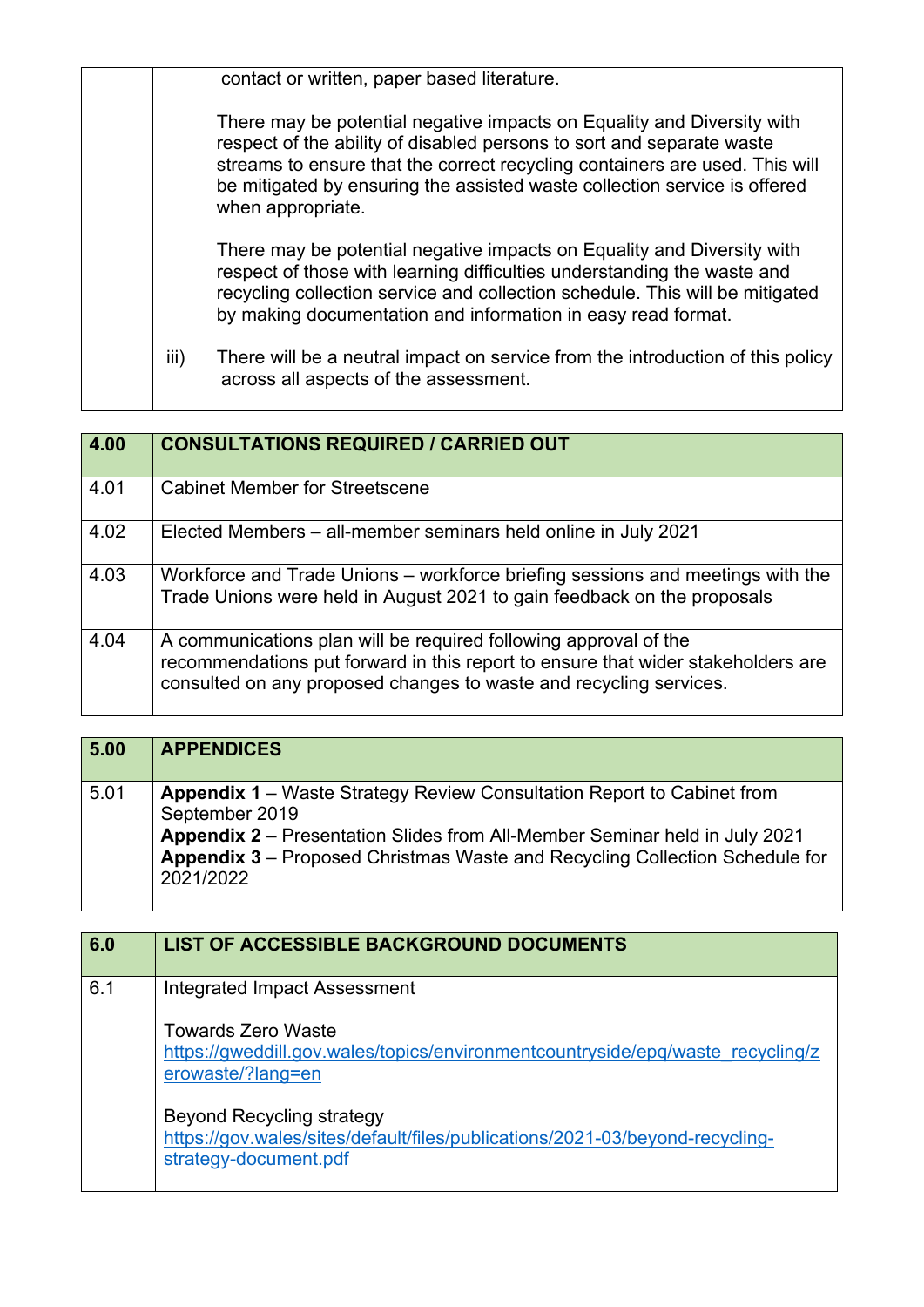| | |
|---|---|
| | contact or written, paper based literature.<br><br>There may be potential negative impacts on Equality and Diversity with respect of the ability of disabled persons to sort and separate waste streams to ensure that the correct recycling containers are used. This will be mitigated by ensuring the assisted waste collection service is offered when appropriate.<br><br>There may be potential negative impacts on Equality and Diversity with respect of those with learning difficulties understanding the waste and recycling collection service and collection schedule. This will be mitigated by making documentation and information in easy read format.<br><br>iii) There will be a neutral impact on service from the introduction of this policy across all aspects of the assessment. |

| 4.00 | CONSULTATIONS REQUIRED / CARRIED OUT |
|---|---|
| 4.01 | Cabinet Member for Streetscene |
| 4.02 | Elected Members – all-member seminars held online in July 2021 |
| 4.03 | Workforce and Trade Unions – workforce briefing sessions and meetings with the Trade Unions were held in August 2021 to gain feedback on the proposals |
| 4.04 | A communications plan will be required following approval of the recommendations put forward in this report to ensure that wider stakeholders are consulted on any proposed changes to waste and recycling services. |

| 5.00 | APPENDICES |
|---|---|
| 5.01 | **Appendix 1** – Waste Strategy Review Consultation Report to Cabinet from September 2019<br>**Appendix 2** – Presentation Slides from All-Member Seminar held in July 2021<br>**Appendix 3** – Proposed Christmas Waste and Recycling Collection Schedule for 2021/2022 |

| 6.0 | LIST OF ACCESSIBLE BACKGROUND DOCUMENTS |
|---|---|
| 6.1 | Integrated Impact Assessment<br><br>Towards Zero Waste<br>https://gweddill.gov.wales/topics/environmentcountryside/epq/waste_recycling/zerowaste/?lang=en<br><br>Beyond Recycling strategy<br>https://gov.wales/sites/default/files/publications/2021-03/beyond-recycling-strategy-document.pdf |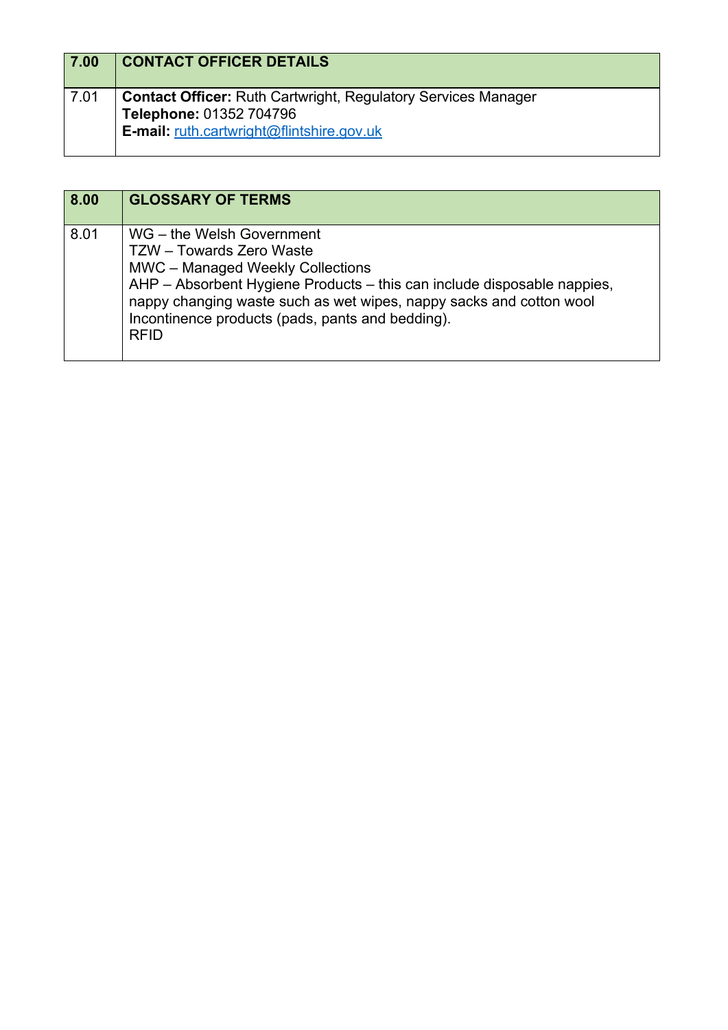| 7.00 | CONTACT OFFICER DETAILS |
|---|---|
| 7.01 | **Contact Officer:** Ruth Cartwright, Regulatory Services Manager<br>**Telephone:** 01352 704796<br>**E-mail:** ruth.cartwright@flintshire.gov.uk |

| 8.00 | GLOSSARY OF TERMS |
|---|---|
| 8.01 | WG – the Welsh Government<br>TZW – Towards Zero Waste<br>MWC – Managed Weekly Collections<br>AHP – Absorbent Hygiene Products – this can include disposable nappies, nappy changing waste such as wet wipes, nappy sacks and cotton wool Incontinence products (pads, pants and bedding).<br>RFID |